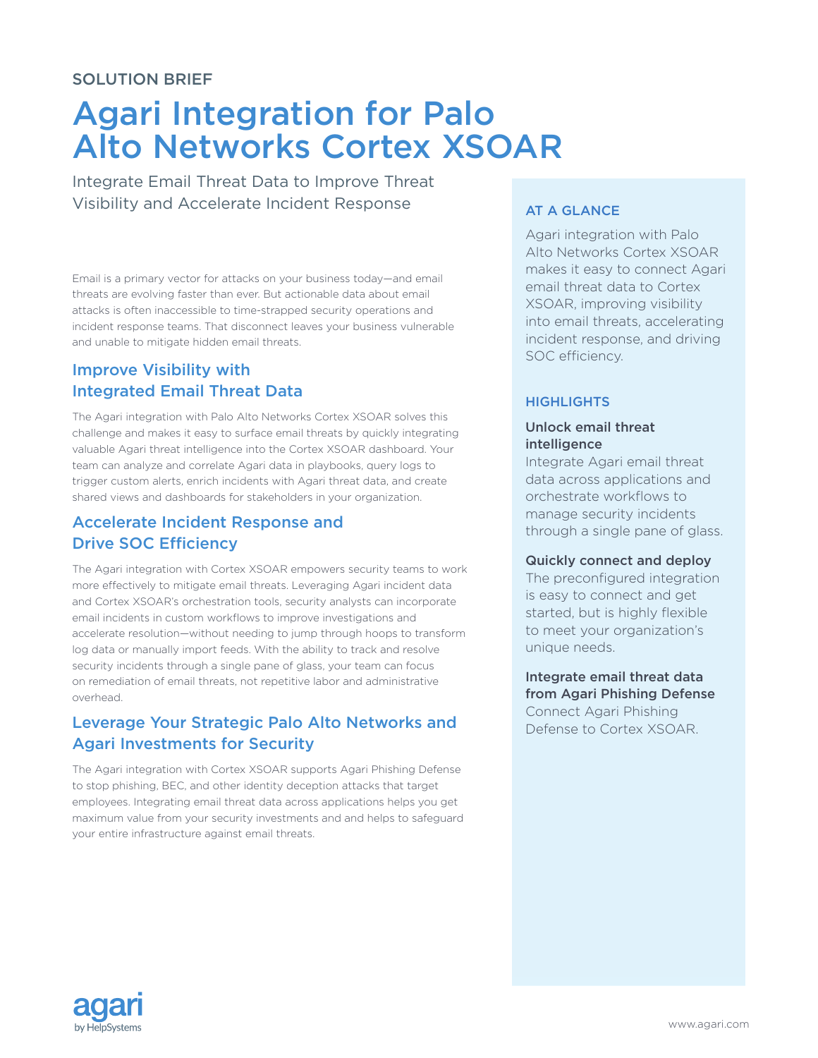SOLUTION BRIEF

# Agari Integration for Palo Alto Networks Cortex XSOAR

Integrate Email Threat Data to Improve Threat Visibility and Accelerate Incident Response

Email is a primary vector for attacks on your business today—and email threats are evolving faster than ever. But actionable data about email attacks is often inaccessible to time-strapped security operations and incident response teams. That disconnect leaves your business vulnerable and unable to mitigate hidden email threats.

## Improve Visibility with Integrated Email Threat Data

The Agari integration with Palo Alto Networks Cortex XSOAR solves this challenge and makes it easy to surface email threats by quickly integrating valuable Agari threat intelligence into the Cortex XSOAR dashboard. Your team can analyze and correlate Agari data in playbooks, query logs to trigger custom alerts, enrich incidents with Agari threat data, and create shared views and dashboards for stakeholders in your organization.

## Accelerate Incident Response and Drive SOC Efficiency

The Agari integration with Cortex XSOAR empowers security teams to work more effectively to mitigate email threats. Leveraging Agari incident data and Cortex XSOAR's orchestration tools, security analysts can incorporate email incidents in custom workflows to improve investigations and accelerate resolution—without needing to jump through hoops to transform log data or manually import feeds. With the ability to track and resolve security incidents through a single pane of glass, your team can focus on remediation of email threats, not repetitive labor and administrative overhead.

## Leverage Your Strategic Palo Alto Networks and Agari Investments for Security

The Agari integration with Cortex XSOAR supports Agari Phishing Defense to stop phishing, BEC, and other identity deception attacks that target employees. Integrating email threat data across applications helps you get maximum value from your security investments and and helps to safeguard your entire infrastructure against email threats.

### AT A GLANCE

Agari integration with Palo Alto Networks Cortex XSOAR makes it easy to connect Agari email threat data to Cortex XSOAR, improving visibility into email threats, accelerating incident response, and driving SOC efficiency.

### HIGHLIGHTS

**Unlock email threat intelligence**
Integrate Agari email threat data across applications and orchestrate workflows to manage security incidents through a single pane of glass.

**Quickly connect and deploy**
The preconfigured integration is easy to connect and get started, but is highly flexible to meet your organization's unique needs.

**Integrate email threat data from Agari Phishing Defense**
Connect Agari Phishing Defense to Cortex XSOAR.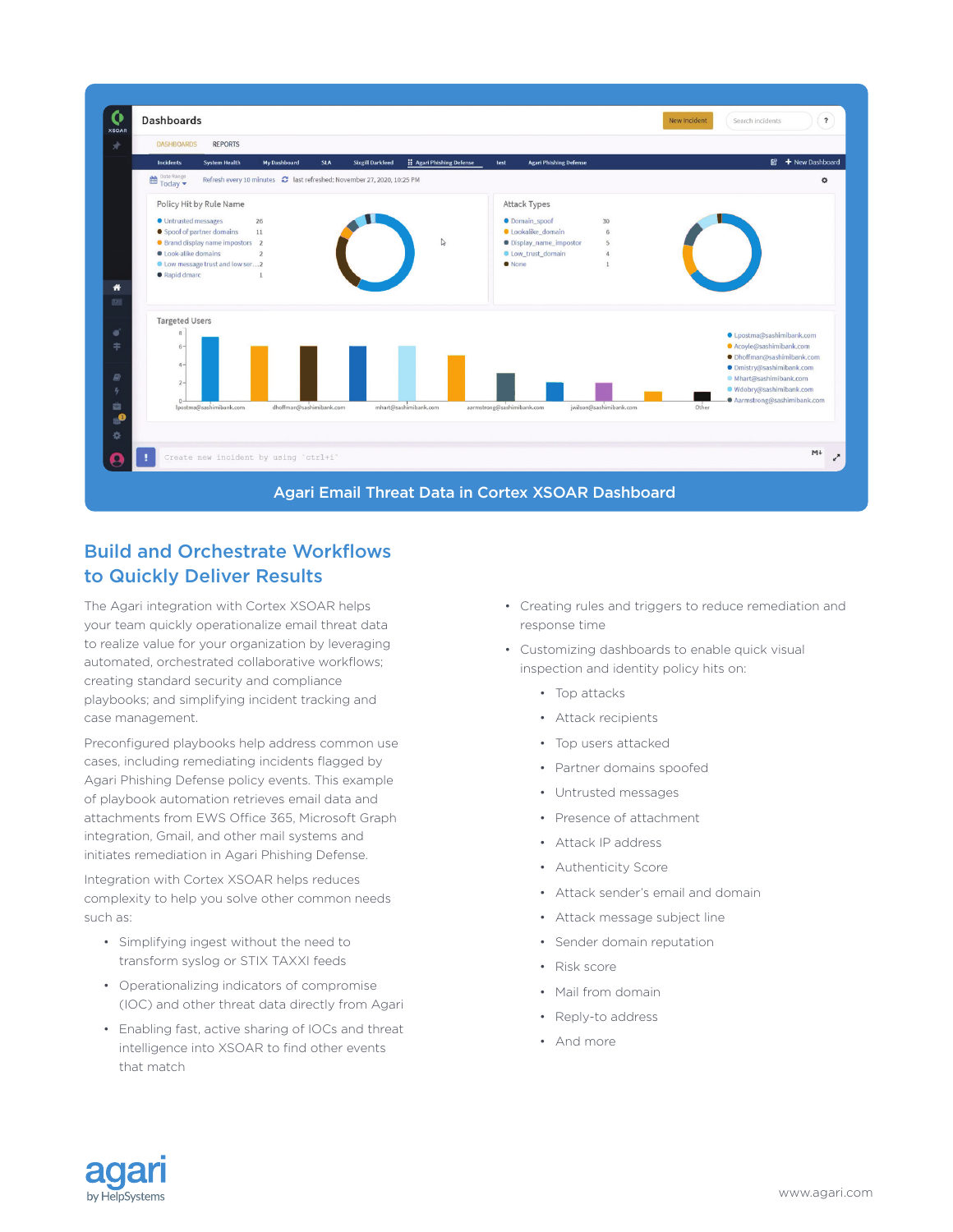Agari Email Threat Data in Cortex XSOAR Dashboard

## Build and Orchestrate Workflows to Quickly Deliver Results

The Agari integration with Cortex XSOAR helps your team quickly operationalize email threat data to realize value for your organization by leveraging automated, orchestrated collaborative workflows; creating standard security and compliance playbooks; and simplifying incident tracking and case management.

Preconfigured playbooks help address common use cases, including remediating incidents flagged by Agari Phishing Defense policy events. This example of playbook automation retrieves email data and attachments from EWS Office 365, Microsoft Graph integration, Gmail, and other mail systems and initiates remediation in Agari Phishing Defense.

Integration with Cortex XSOAR helps reduces complexity to help you solve other common needs such as:

- Simplifying ingest without the need to transform syslog or STIX TAXXI feeds
- Operationalizing indicators of compromise (IOC) and other threat data directly from Agari
- Enabling fast, active sharing of IOCs and threat intelligence into XSOAR to find other events that match
- Creating rules and triggers to reduce remediation and response time
- Customizing dashboards to enable quick visual inspection and identity policy hits on:
  - Top attacks
  - Attack recipients
  - Top users attacked
  - Partner domains spoofed
  - Untrusted messages
  - Presence of attachment
  - Attack IP address
  - Authenticity Score
  - Attack sender's email and domain
  - Attack message subject line
  - Sender domain reputation
  - Risk score
  - Mail from domain
  - Reply-to address
  - And more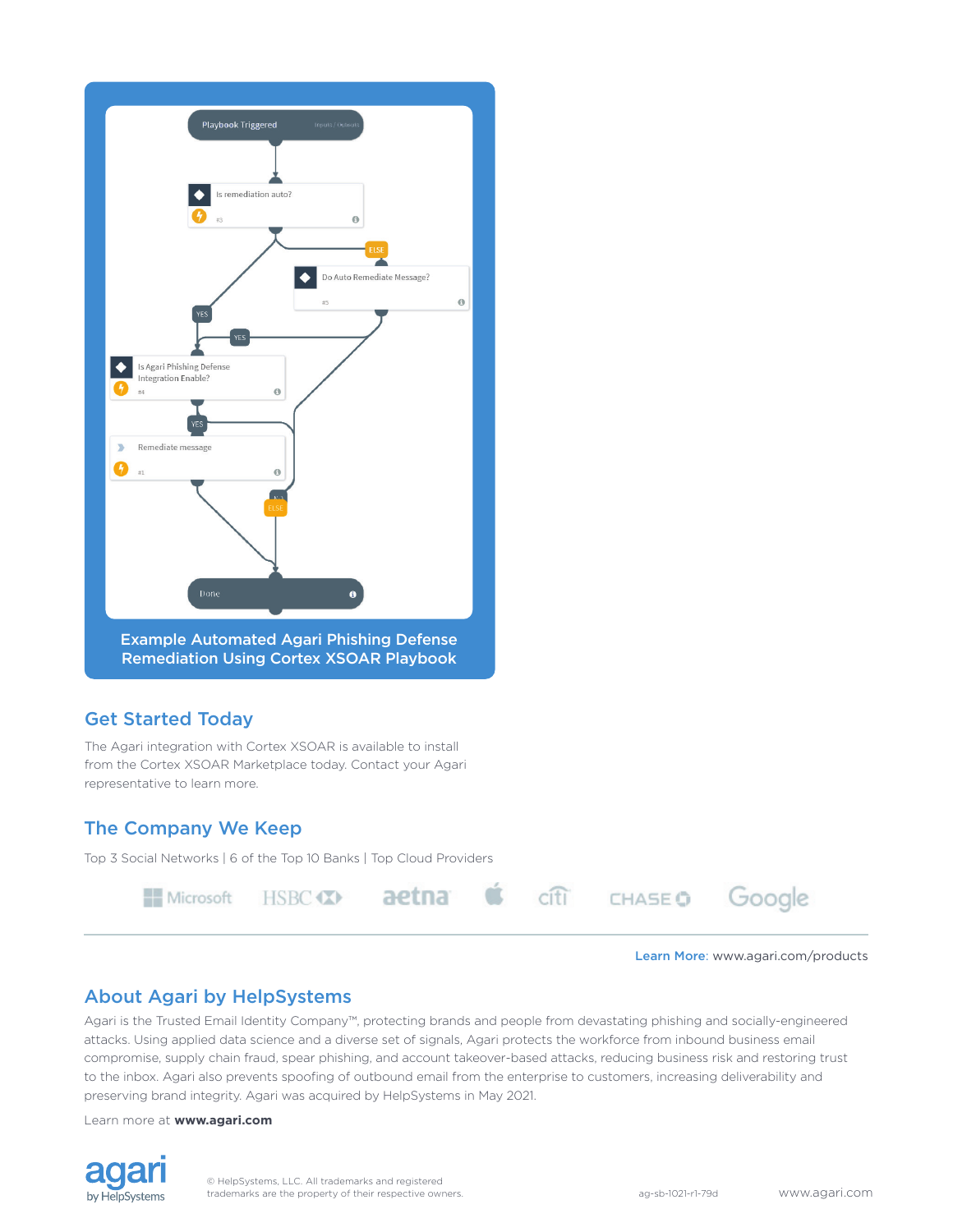Playbook Triggered

Is remediation auto?

ELSE

Do Auto Remediate Message?

YES

YES

Is Agari Phishing Defense Integration Enable?

YES

Remediate message

ELSE

Done

Example Automated Agari Phishing Defense Remediation Using Cortex XSOAR Playbook

## Get Started Today

The Agari integration with Cortex XSOAR is available to install from the Cortex XSOAR Marketplace today. Contact your Agari representative to learn more.

## The Company We Keep

Top 3 Social Networks | 6 of the Top 10 Banks | Top Cloud Providers

Microsoft HSBC aetna citi CHASE Google

**Learn More**: www.agari.com/products

## About Agari by HelpSystems

Agari is the Trusted Email Identity Company™, protecting brands and people from devastating phishing and socially-engineered attacks. Using applied data science and a diverse set of signals, Agari protects the workforce from inbound business email compromise, supply chain fraud, spear phishing, and account takeover-based attacks, reducing business risk and restoring trust to the inbox. Agari also prevents spoofing of outbound email from the enterprise to customers, increasing deliverability and preserving brand integrity. Agari was acquired by HelpSystems in May 2021.

Learn more at **www.agari.com**

agari by HelpSystems

© HelpSystems, LLC. All trademarks and registered trademarks are the property of their respective owners.

ag-sb-1021-r1-79d

www.agari.com